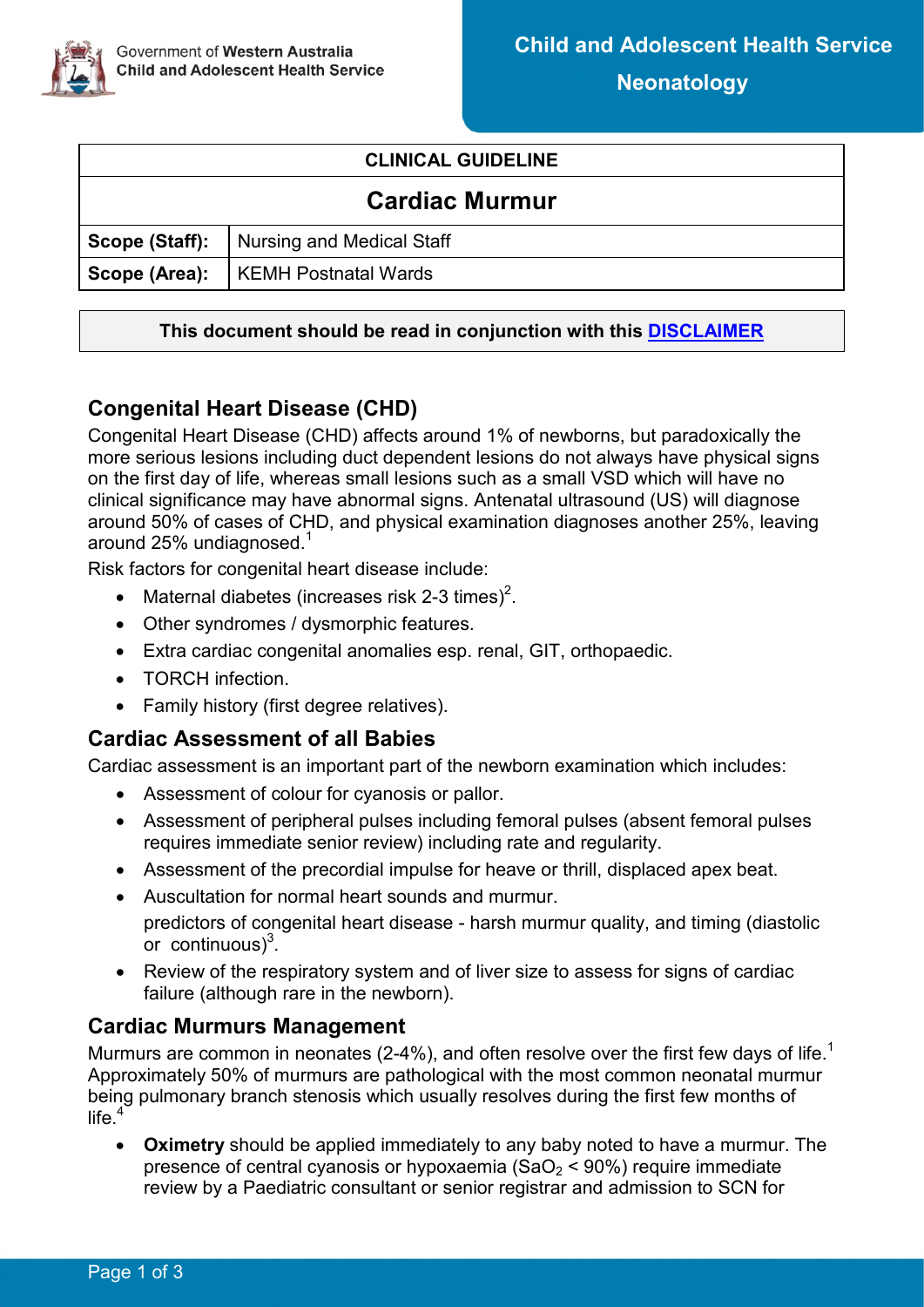Government of Western Australia
Child and Adolescent Health Service

**Child and Adolescent Health Service**

**Neonatology**

| CLINICAL GUIDELINE | |
|---|---|
| **Cardiac Murmur** | |
| **Scope (Staff):** | Nursing and Medical Staff |
| **Scope (Area):** | KEMH Postnatal Wards |

**This document should be read in conjunction with this DISCLAIMER**

## Congenital Heart Disease (CHD)

Congenital Heart Disease (CHD) affects around 1% of newborns, but paradoxically the more serious lesions including duct dependent lesions do not always have physical signs on the first day of life, whereas small lesions such as a small VSD which will have no clinical significance may have abnormal signs. Antenatal ultrasound (US) will diagnose around 50% of cases of CHD, and physical examination diagnoses another 25%, leaving around 25% undiagnosed.[1]

Risk factors for congenital heart disease include:

- Maternal diabetes (increases risk 2-3 times)[2].
- Other syndromes / dysmorphic features.
- Extra cardiac congenital anomalies esp. renal, GIT, orthopaedic.
- TORCH infection.
- Family history (first degree relatives).

## Cardiac Assessment of all Babies

Cardiac assessment is an important part of the newborn examination which includes:

- Assessment of colour for cyanosis or pallor.
- Assessment of peripheral pulses including femoral pulses (absent femoral pulses requires immediate senior review) including rate and regularity.
- Assessment of the precordial impulse for heave or thrill, displaced apex beat.
- Auscultation for normal heart sounds and murmur.

  predictors of congenital heart disease - harsh murmur quality, and timing (diastolic or continuous)[3].
- Review of the respiratory system and of liver size to assess for signs of cardiac failure (although rare in the newborn).

## Cardiac Murmurs Management

Murmurs are common in neonates (2-4%), and often resolve over the first few days of life.[1] Approximately 50% of murmurs are pathological with the most common neonatal murmur being pulmonary branch stenosis which usually resolves during the first few months of life.[4]

- **Oximetry** should be applied immediately to any baby noted to have a murmur. The presence of central cyanosis or hypoxaemia ($SaO_2$ < 90%) require immediate review by a Paediatric consultant or senior registrar and admission to SCN for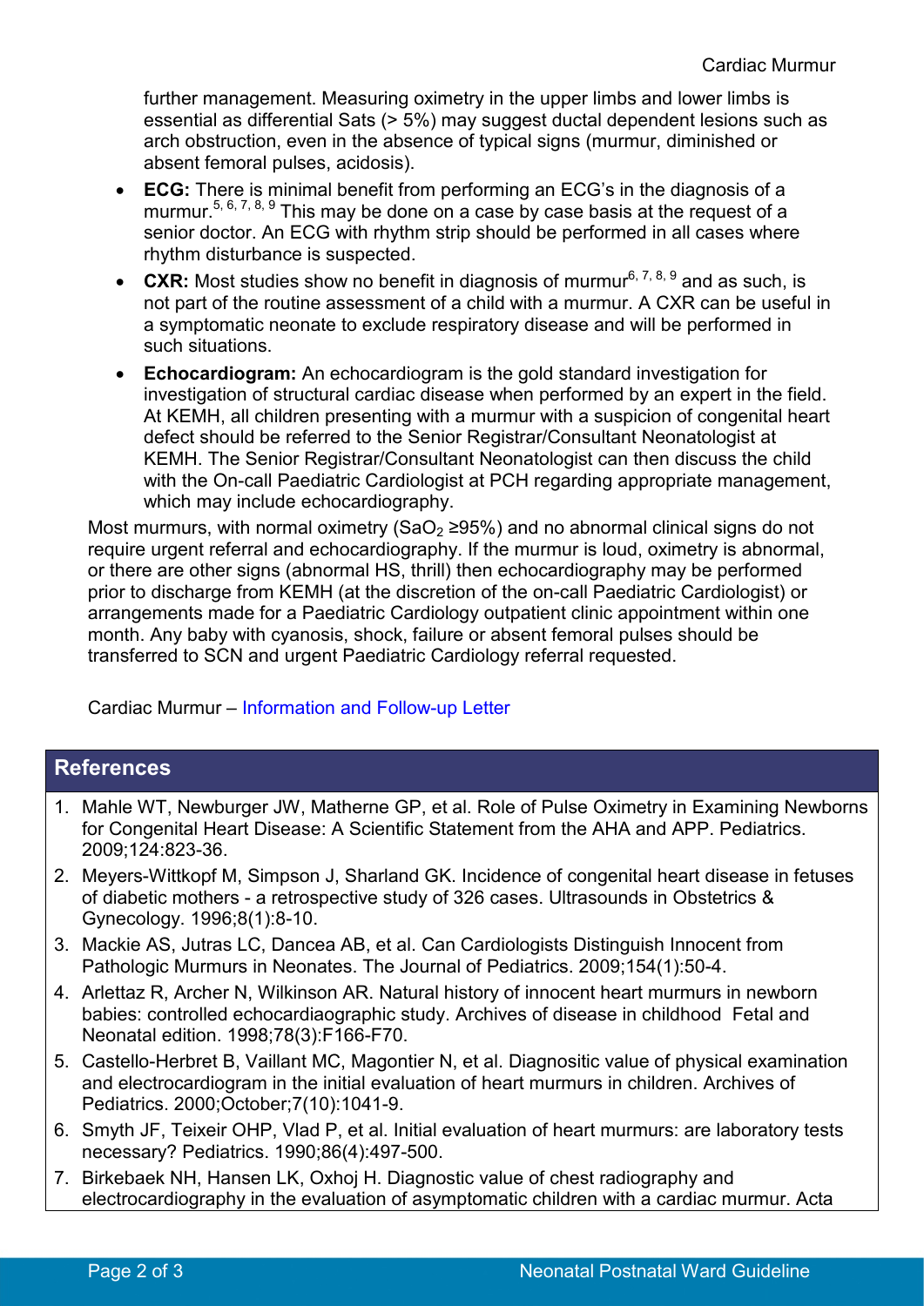further management. Measuring oximetry in the upper limbs and lower limbs is essential as differential Sats (> 5%) may suggest ductal dependent lesions such as arch obstruction, even in the absence of typical signs (murmur, diminished or absent femoral pulses, acidosis).

- **ECG:** There is minimal benefit from performing an ECG's in the diagnosis of a murmur.[5, 6, 7, 8, 9] This may be done on a case by case basis at the request of a senior doctor. An ECG with rhythm strip should be performed in all cases where rhythm disturbance is suspected.
- **CXR:** Most studies show no benefit in diagnosis of murmur[6, 7, 8, 9] and as such, is not part of the routine assessment of a child with a murmur. A CXR can be useful in a symptomatic neonate to exclude respiratory disease and will be performed in such situations.
- **Echocardiogram:** An echocardiogram is the gold standard investigation for investigation of structural cardiac disease when performed by an expert in the field. At KEMH, all children presenting with a murmur with a suspicion of congenital heart defect should be referred to the Senior Registrar/Consultant Neonatologist at KEMH. The Senior Registrar/Consultant Neonatologist can then discuss the child with the On-call Paediatric Cardiologist at PCH regarding appropriate management, which may include echocardiography.

Most murmurs, with normal oximetry ($SaO_2$ ≥95%) and no abnormal clinical signs do not require urgent referral and echocardiography. If the murmur is loud, oximetry is abnormal, or there are other signs (abnormal HS, thrill) then echocardiography may be performed prior to discharge from KEMH (at the discretion of the on-call Paediatric Cardiologist) or arrangements made for a Paediatric Cardiology outpatient clinic appointment within one month. Any baby with cyanosis, shock, failure or absent femoral pulses should be transferred to SCN and urgent Paediatric Cardiology referral requested.

Cardiac Murmur – Information and Follow-up Letter

## References

1. Mahle WT, Newburger JW, Matherne GP, et al. Role of Pulse Oximetry in Examining Newborns for Congenital Heart Disease: A Scientific Statement from the AHA and APP. Pediatrics. 2009;124:823-36.
2. Meyers-Wittkopf M, Simpson J, Sharland GK. Incidence of congenital heart disease in fetuses of diabetic mothers - a retrospective study of 326 cases. Ultrasounds in Obstetrics & Gynecology. 1996;8(1):8-10.
3. Mackie AS, Jutras LC, Dancea AB, et al. Can Cardiologists Distinguish Innocent from Pathologic Murmurs in Neonates. The Journal of Pediatrics. 2009;154(1):50-4.
4. Arlettaz R, Archer N, Wilkinson AR. Natural history of innocent heart murmurs in newborn babies: controlled echocardiaographic study. Archives of disease in childhood Fetal and Neonatal edition. 1998;78(3):F166-F70.
5. Castello-Herbret B, Vaillant MC, Magontier N, et al. Diagnositic value of physical examination and electrocardiogram in the initial evaluation of heart murmurs in children. Archives of Pediatrics. 2000;October;7(10):1041-9.
6. Smyth JF, Teixeir OHP, Vlad P, et al. Initial evaluation of heart murmurs: are laboratory tests necessary? Pediatrics. 1990;86(4):497-500.
7. Birkebaek NH, Hansen LK, Oxhoj H. Diagnostic value of chest radiography and electrocardiography in the evaluation of asymptomatic children with a cardiac murmur. Acta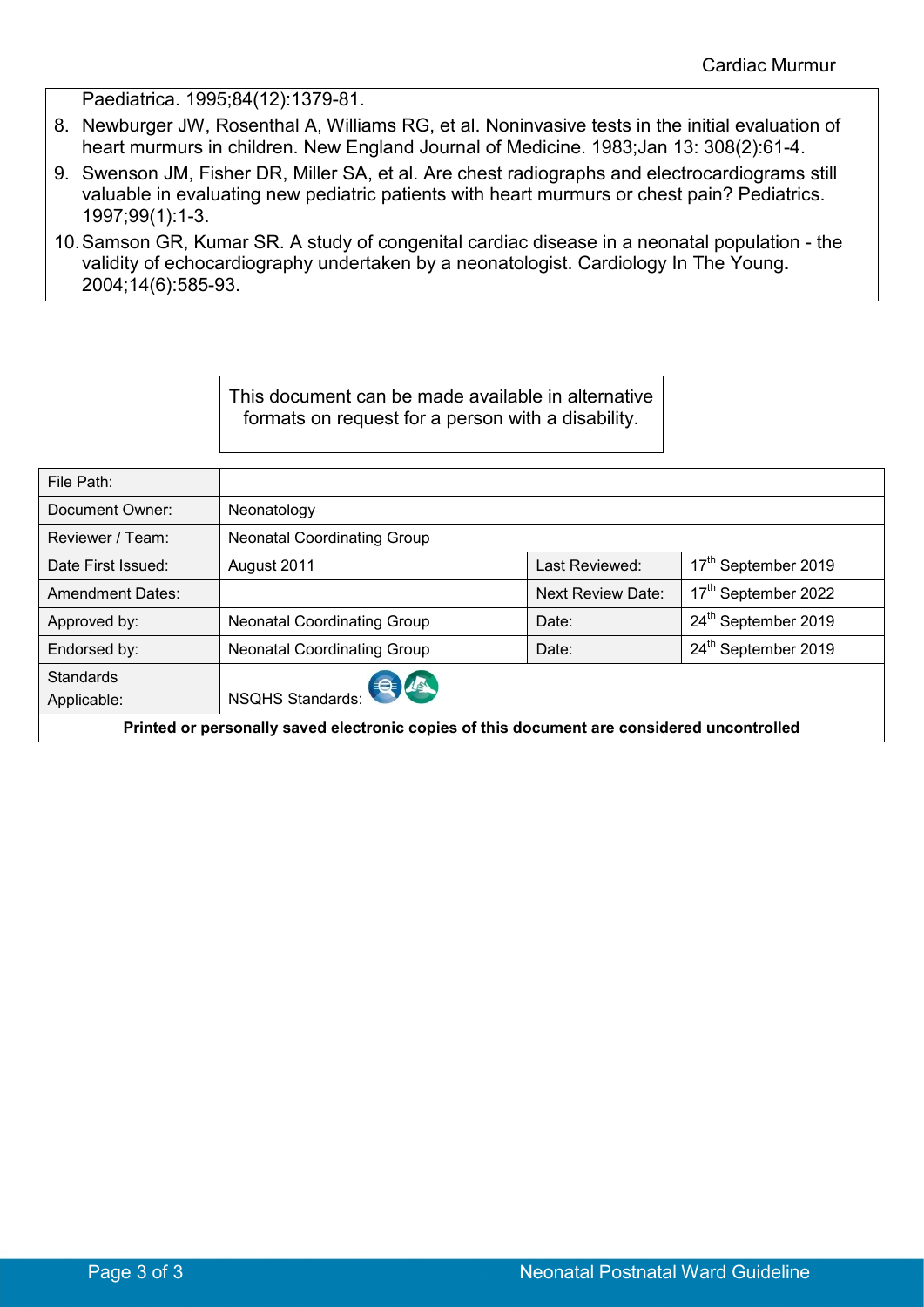Paediatrica. 1995;84(12):1379-81.

8. Newburger JW, Rosenthal A, Williams RG, et al. Noninvasive tests in the initial evaluation of heart murmurs in children. New England Journal of Medicine. 1983;Jan 13: 308(2):61-4.
9. Swenson JM, Fisher DR, Miller SA, et al. Are chest radiographs and electrocardiograms still valuable in evaluating new pediatric patients with heart murmurs or chest pain? Pediatrics. 1997;99(1):1-3.
10. Samson GR, Kumar SR. A study of congenital cardiac disease in a neonatal population - the validity of echocardiography undertaken by a neonatologist. Cardiology In The Young**.** 2004;14(6):585-93.

This document can be made available in alternative formats on request for a person with a disability.

| | | | |
|---|---|---|---|
| File Path: | | | |
| Document Owner: | Neonatology | | |
| Reviewer / Team: | Neonatal Coordinating Group | | |
| Date First Issued: | August 2011 | Last Reviewed: | 17th September 2019 |
| Amendment Dates: | | Next Review Date: | 17th September 2022 |
| Approved by: | Neonatal Coordinating Group | Date: | 24th September 2019 |
| Endorsed by: | Neonatal Coordinating Group | Date: | 24th September 2019 |
| Standards Applicable: | NSQHS Standards: | | |

**Printed or personally saved electronic copies of this document are considered uncontrolled**